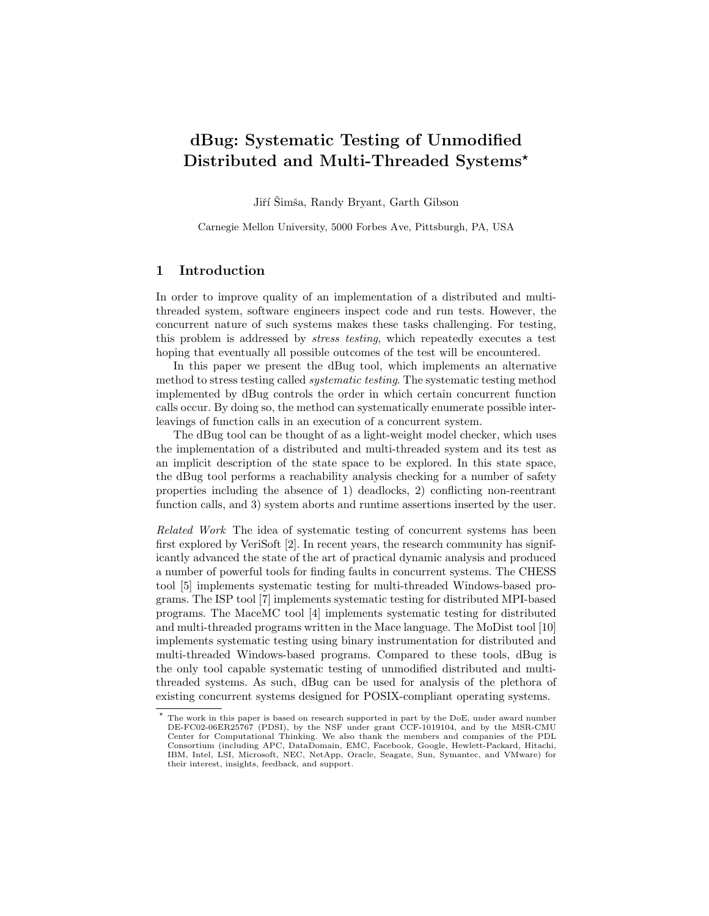// dBug: Systematic Testing of Unmodified Distributed and Multi-Threaded Systems*

Jiří Šimša, Randy Bryant, Garth Gibson

Carnegie Mellon University, 5000 Forbes Ave, Pittsburgh, PA, USA

## 1 Introduction

In order to improve quality of an implementation of a distributed and multi-threaded system, software engineers inspect code and run tests. However, the concurrent nature of such systems makes these tasks challenging. For testing, this problem is addressed by *stress testing*, which repeatedly executes a test hoping that eventually all possible outcomes of the test will be encountered.

In this paper we present the dBug tool, which implements an alternative method to stress testing called *systematic testing*. The systematic testing method implemented by dBug controls the order in which certain concurrent function calls occur. By doing so, the method can systematically enumerate possible interleavings of function calls in an execution of a concurrent system.

The dBug tool can be thought of as a light-weight model checker, which uses the implementation of a distributed and multi-threaded system and its test as an implicit description of the state space to be explored. In this state space, the dBug tool performs a reachability analysis checking for a number of safety properties including the absence of 1) deadlocks, 2) conflicting non-reentrant function calls, and 3) system aborts and runtime assertions inserted by the user.

*Related Work* The idea of systematic testing of concurrent systems has been first explored by VeriSoft [2]. In recent years, the research community has significantly advanced the state of the art of practical dynamic analysis and produced a number of powerful tools for finding faults in concurrent systems. The CHESS tool [5] implements systematic testing for multi-threaded Windows-based programs. The ISP tool [7] implements systematic testing for distributed MPI-based programs. The MaceMC tool [4] implements systematic testing for distributed and multi-threaded programs written in the Mace language. The MoDist tool [10] implements systematic testing using binary instrumentation for distributed and multi-threaded Windows-based programs. Compared to these tools, dBug is the only tool capable systematic testing of unmodified distributed and multi-threaded systems. As such, dBug can be used for analysis of the plethora of existing concurrent systems designed for POSIX-compliant operating systems.

* The work in this paper is based on research supported in part by the DoE, under award number DE-FC02-06ER25767 (PDSI), by the NSF under grant CCF-1019104, and by the MSR-CMU Center for Computational Thinking. We also thank the members and companies of the PDL Consortium (including APC, DataDomain, EMC, Facebook, Google, Hewlett-Packard, Hitachi, IBM, Intel, LSI, Microsoft, NEC, NetApp, Oracle, Seagate, Sun, Symantec, and VMware) for their interest, insights, feedback, and support.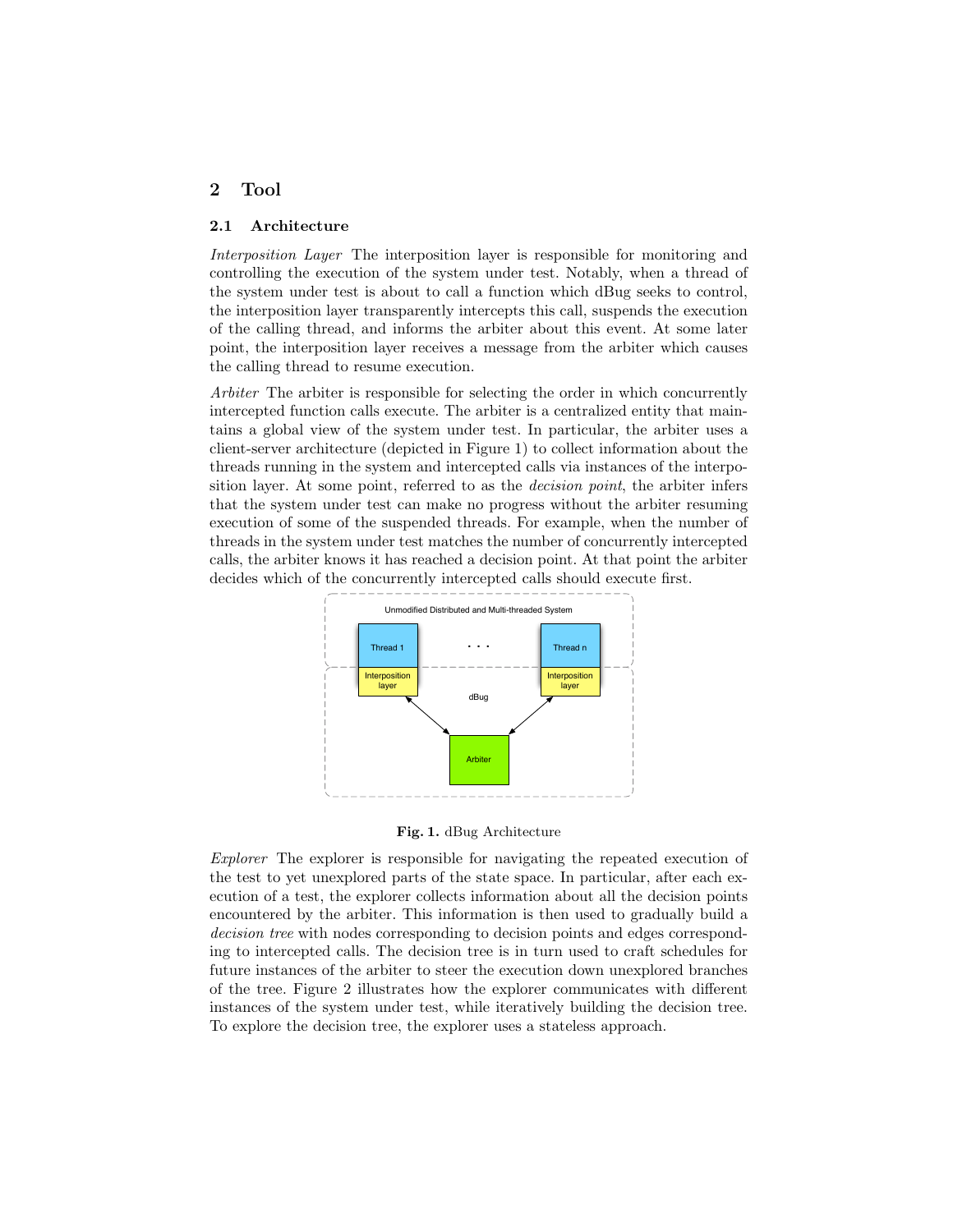## 2 Tool

### 2.1 Architecture

*Interposition Layer* The interposition layer is responsible for monitoring and controlling the execution of the system under test. Notably, when a thread of the system under test is about to call a function which dBug seeks to control, the interposition layer transparently intercepts this call, suspends the execution of the calling thread, and informs the arbiter about this event. At some later point, the interposition layer receives a message from the arbiter which causes the calling thread to resume execution.

*Arbiter* The arbiter is responsible for selecting the order in which concurrently intercepted function calls execute. The arbiter is a centralized entity that maintains a global view of the system under test. In particular, the arbiter uses a client-server architecture (depicted in Figure 1) to collect information about the threads running in the system and intercepted calls via instances of the interposition layer. At some point, referred to as the *decision point*, the arbiter infers that the system under test can make no progress without the arbiter resuming execution of some of the suspended threads. For example, when the number of threads in the system under test matches the number of concurrently intercepted calls, the arbiter knows it has reached a decision point. At that point the arbiter decides which of the concurrently intercepted calls should execute first.

**Fig. 1.** dBug Architecture

*Explorer* The explorer is responsible for navigating the repeated execution of the test to yet unexplored parts of the state space. In particular, after each execution of a test, the explorer collects information about all the decision points encountered by the arbiter. This information is then used to gradually build a *decision tree* with nodes corresponding to decision points and edges corresponding to intercepted calls. The decision tree is in turn used to craft schedules for future instances of the arbiter to steer the execution down unexplored branches of the tree. Figure 2 illustrates how the explorer communicates with different instances of the system under test, while iteratively building the decision tree. To explore the decision tree, the explorer uses a stateless approach.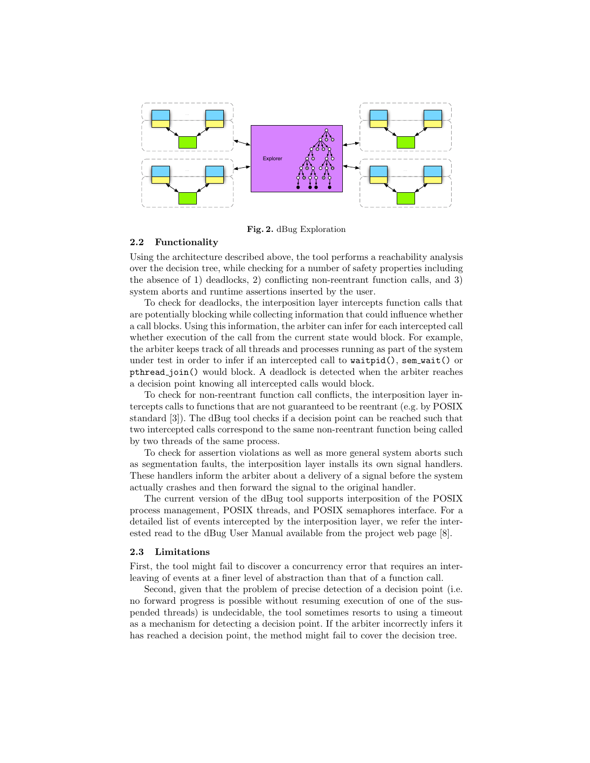**Fig. 2.** dBug Exploration

### 2.2 Functionality

Using the architecture described above, the tool performs a reachability analysis over the decision tree, while checking for a number of safety properties including the absence of 1) deadlocks, 2) conflicting non-reentrant function calls, and 3) system aborts and runtime assertions inserted by the user.

To check for deadlocks, the interposition layer intercepts function calls that are potentially blocking while collecting information that could influence whether a call blocks. Using this information, the arbiter can infer for each intercepted call whether execution of the call from the current state would block. For example, the arbiter keeps track of all threads and processes running as part of the system under test in order to infer if an intercepted call to `waitpid()`, `sem_wait()` or `pthread_join()` would block. A deadlock is detected when the arbiter reaches a decision point knowing all intercepted calls would block.

To check for non-reentrant function call conflicts, the interposition layer intercepts calls to functions that are not guaranteed to be reentrant (e.g. by POSIX standard [3]). The dBug tool checks if a decision point can be reached such that two intercepted calls correspond to the same non-reentrant function being called by two threads of the same process.

To check for assertion violations as well as more general system aborts such as segmentation faults, the interposition layer installs its own signal handlers. These handlers inform the arbiter about a delivery of a signal before the system actually crashes and then forward the signal to the original handler.

The current version of the dBug tool supports interposition of the POSIX process management, POSIX threads, and POSIX semaphores interface. For a detailed list of events intercepted by the interposition layer, we refer the interested read to the dBug User Manual available from the project web page [8].

### 2.3 Limitations

First, the tool might fail to discover a concurrency error that requires an interleaving of events at a finer level of abstraction than that of a function call.

Second, given that the problem of precise detection of a decision point (i.e. no forward progress is possible without resuming execution of one of the suspended threads) is undecidable, the tool sometimes resorts to using a timeout as a mechanism for detecting a decision point. If the arbiter incorrectly infers it has reached a decision point, the method might fail to cover the decision tree.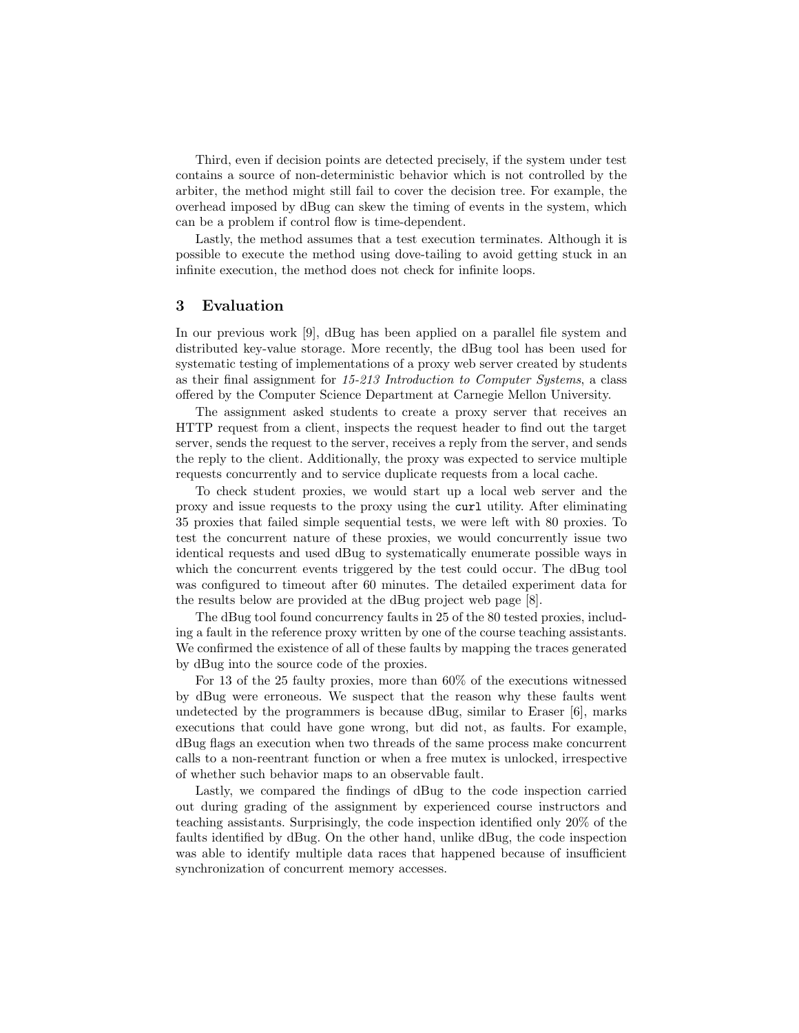Third, even if decision points are detected precisely, if the system under test contains a source of non-deterministic behavior which is not controlled by the arbiter, the method might still fail to cover the decision tree. For example, the overhead imposed by dBug can skew the timing of events in the system, which can be a problem if control flow is time-dependent.

Lastly, the method assumes that a test execution terminates. Although it is possible to execute the method using dove-tailing to avoid getting stuck in an infinite execution, the method does not check for infinite loops.

## 3 Evaluation

In our previous work [9], dBug has been applied on a parallel file system and distributed key-value storage. More recently, the dBug tool has been used for systematic testing of implementations of a proxy web server created by students as their final assignment for *15-213 Introduction to Computer Systems*, a class offered by the Computer Science Department at Carnegie Mellon University.

The assignment asked students to create a proxy server that receives an HTTP request from a client, inspects the request header to find out the target server, sends the request to the server, receives a reply from the server, and sends the reply to the client. Additionally, the proxy was expected to service multiple requests concurrently and to service duplicate requests from a local cache.

To check student proxies, we would start up a local web server and the proxy and issue requests to the proxy using the `curl` utility. After eliminating 35 proxies that failed simple sequential tests, we were left with 80 proxies. To test the concurrent nature of these proxies, we would concurrently issue two identical requests and used dBug to systematically enumerate possible ways in which the concurrent events triggered by the test could occur. The dBug tool was configured to timeout after 60 minutes. The detailed experiment data for the results below are provided at the dBug project web page [8].

The dBug tool found concurrency faults in 25 of the 80 tested proxies, including a fault in the reference proxy written by one of the course teaching assistants. We confirmed the existence of all of these faults by mapping the traces generated by dBug into the source code of the proxies.

For 13 of the 25 faulty proxies, more than 60% of the executions witnessed by dBug were erroneous. We suspect that the reason why these faults went undetected by the programmers is because dBug, similar to Eraser [6], marks executions that could have gone wrong, but did not, as faults. For example, dBug flags an execution when two threads of the same process make concurrent calls to a non-reentrant function or when a free mutex is unlocked, irrespective of whether such behavior maps to an observable fault.

Lastly, we compared the findings of dBug to the code inspection carried out during grading of the assignment by experienced course instructors and teaching assistants. Surprisingly, the code inspection identified only 20% of the faults identified by dBug. On the other hand, unlike dBug, the code inspection was able to identify multiple data races that happened because of insufficient synchronization of concurrent memory accesses.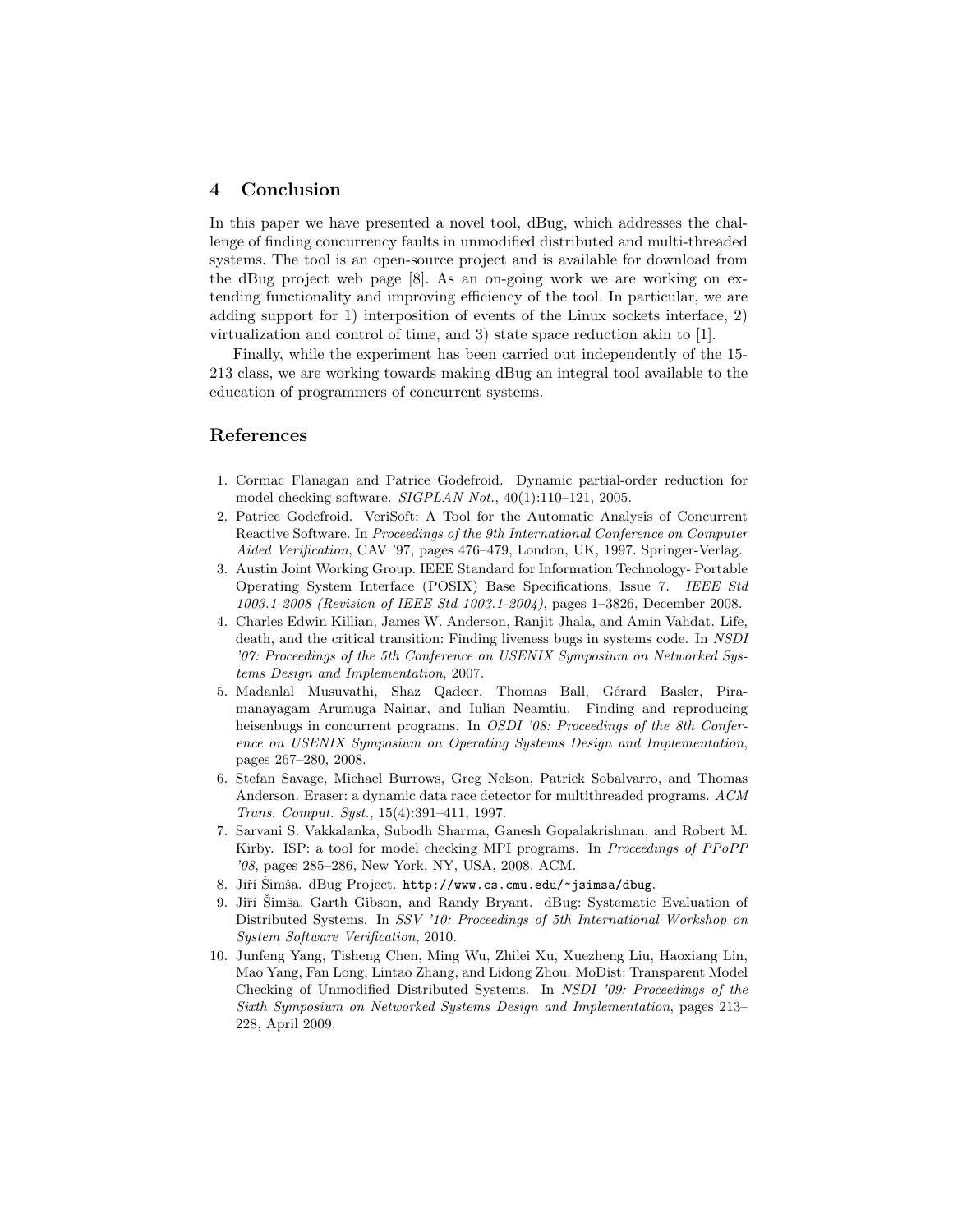## 4 Conclusion

In this paper we have presented a novel tool, dBug, which addresses the challenge of finding concurrency faults in unmodified distributed and multi-threaded systems. The tool is an open-source project and is available for download from the dBug project web page [8]. As an on-going work we are working on extending functionality and improving efficiency of the tool. In particular, we are adding support for 1) interposition of events of the Linux sockets interface, 2) virtualization and control of time, and 3) state space reduction akin to [1].

Finally, while the experiment has been carried out independently of the 15-213 class, we are working towards making dBug an integral tool available to the education of programmers of concurrent systems.

## References

1. Cormac Flanagan and Patrice Godefroid. Dynamic partial-order reduction for model checking software. *SIGPLAN Not.*, 40(1):110–121, 2005.
2. Patrice Godefroid. VeriSoft: A Tool for the Automatic Analysis of Concurrent Reactive Software. In *Proceedings of the 9th International Conference on Computer Aided Verification*, CAV '97, pages 476–479, London, UK, 1997. Springer-Verlag.
3. Austin Joint Working Group. IEEE Standard for Information Technology- Portable Operating System Interface (POSIX) Base Specifications, Issue 7. *IEEE Std 1003.1-2008 (Revision of IEEE Std 1003.1-2004)*, pages 1–3826, December 2008.
4. Charles Edwin Killian, James W. Anderson, Ranjit Jhala, and Amin Vahdat. Life, death, and the critical transition: Finding liveness bugs in systems code. In *NSDI '07: Proceedings of the 5th Conference on USENIX Symposium on Networked Systems Design and Implementation*, 2007.
5. Madanlal Musuvathi, Shaz Qadeer, Thomas Ball, Gérard Basler, Piramanayagam Arumuga Nainar, and Iulian Neamtiu. Finding and reproducing heisenbugs in concurrent programs. In *OSDI '08: Proceedings of the 8th Conference on USENIX Symposium on Operating Systems Design and Implementation*, pages 267–280, 2008.
6. Stefan Savage, Michael Burrows, Greg Nelson, Patrick Sobalvarro, and Thomas Anderson. Eraser: a dynamic data race detector for multithreaded programs. *ACM Trans. Comput. Syst.*, 15(4):391–411, 1997.
7. Sarvani S. Vakkalanka, Subodh Sharma, Ganesh Gopalakrishnan, and Robert M. Kirby. ISP: a tool for model checking MPI programs. In *Proceedings of PPoPP '08*, pages 285–286, New York, NY, USA, 2008. ACM.
8. Jiří Šimša. dBug Project. `http://www.cs.cmu.edu/~jsimsa/dbug`.
9. Jiří Šimša, Garth Gibson, and Randy Bryant. dBug: Systematic Evaluation of Distributed Systems. In *SSV '10: Proceedings of 5th International Workshop on System Software Verification*, 2010.
10. Junfeng Yang, Tisheng Chen, Ming Wu, Zhilei Xu, Xuezheng Liu, Haoxiang Lin, Mao Yang, Fan Long, Lintao Zhang, and Lidong Zhou. MoDist: Transparent Model Checking of Unmodified Distributed Systems. In *NSDI '09: Proceedings of the Sixth Symposium on Networked Systems Design and Implementation*, pages 213–228, April 2009.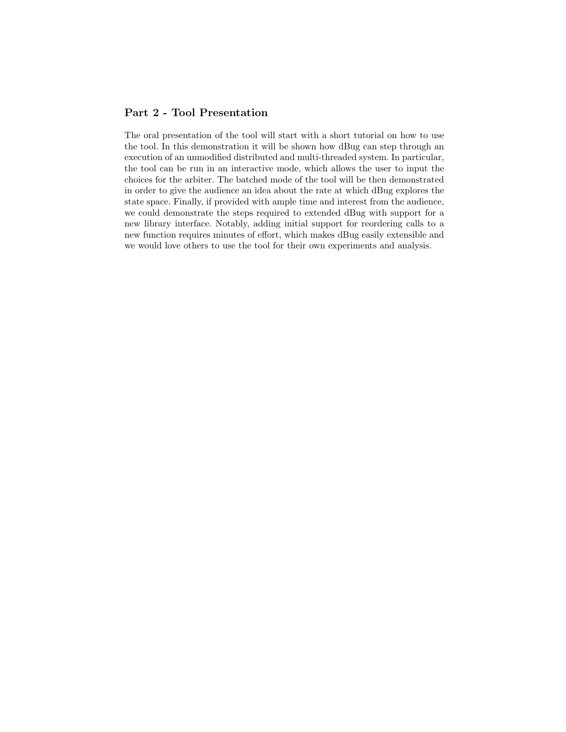### Part 2 - Tool Presentation

The oral presentation of the tool will start with a short tutorial on how to use the tool. In this demonstration it will be shown how dBug can step through an execution of an unmodified distributed and multi-threaded system. In particular, the tool can be run in an interactive mode, which allows the user to input the choices for the arbiter. The batched mode of the tool will be then demonstrated in order to give the audience an idea about the rate at which dBug explores the state space. Finally, if provided with ample time and interest from the audience, we could demonstrate the steps required to extended dBug with support for a new library interface. Notably, adding initial support for reordering calls to a new function requires minutes of effort, which makes dBug easily extensible and we would love others to use the tool for their own experiments and analysis.